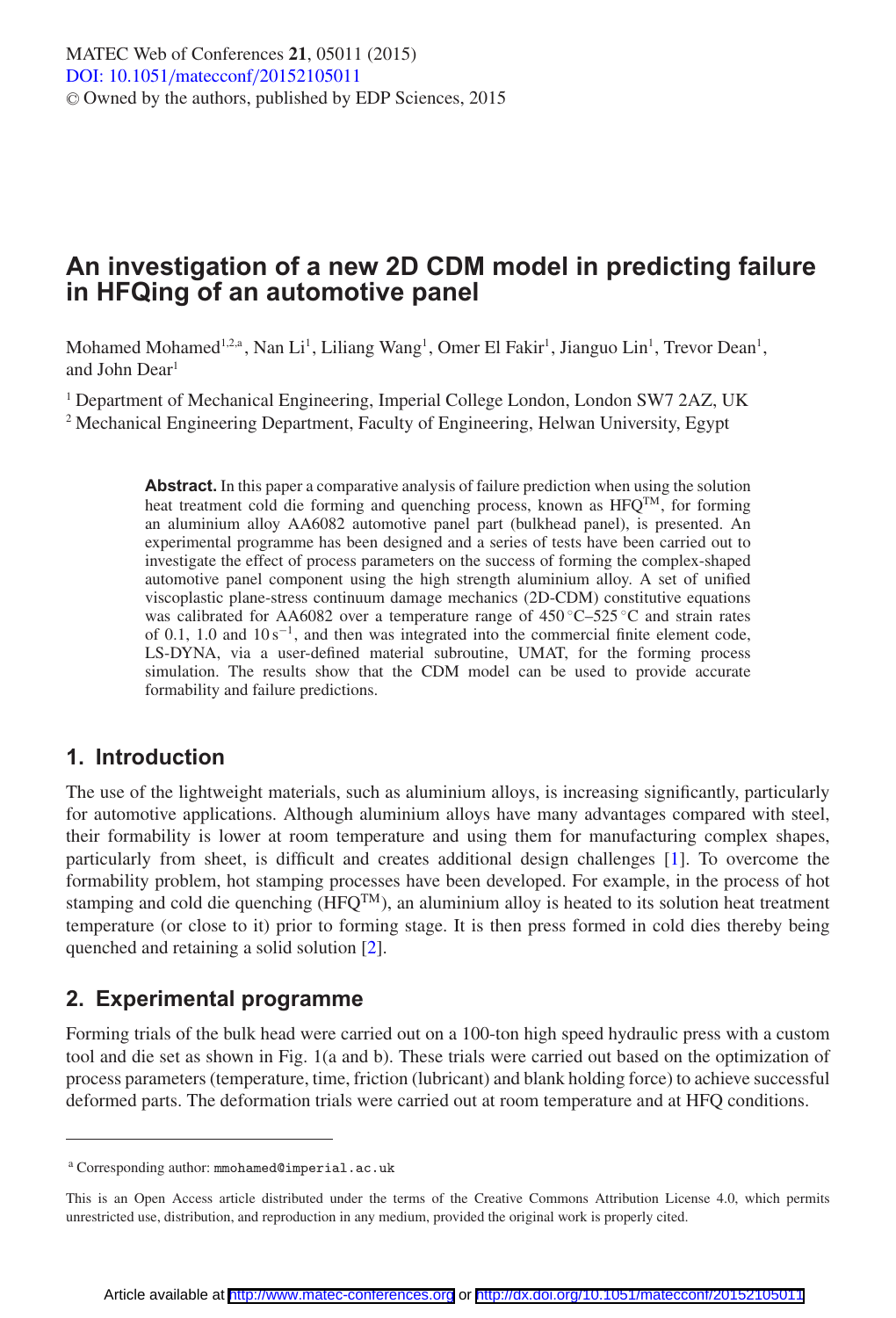# An investigation of a new 2D CDM model in predicting failure in HFQing of an automotive panel

Mohamed Mohamed[1,2,a], Nan Li[1], Liliang Wang[1], Omer El Fakir[1], Jianguo Lin[1], Trevor Dean[1], and John Dear[1]

[1] Department of Mechanical Engineering, Imperial College London, London SW7 2AZ, UK

[2] Mechanical Engineering Department, Faculty of Engineering, Helwan University, Egypt

**Abstract.** In this paper a comparative analysis of failure prediction when using the solution heat treatment cold die forming and quenching process, known as HFQ$^{TM}$, for forming an aluminium alloy AA6082 automotive panel part (bulkhead panel), is presented. An experimental programme has been designed and a series of tests have been carried out to investigate the effect of process parameters on the success of forming the complex-shaped automotive panel component using the high strength aluminium alloy. A set of unified viscoplastic plane-stress continuum damage mechanics (2D-CDM) constitutive equations was calibrated for AA6082 over a temperature range of 450 °C–525 °C and strain rates of 0.1, 1.0 and 10 s$^{-1}$, and then was integrated into the commercial finite element code, LS-DYNA, via a user-defined material subroutine, UMAT, for the forming process simulation. The results show that the CDM model can be used to provide accurate formability and failure predictions.

## 1. Introduction

The use of the lightweight materials, such as aluminium alloys, is increasing significantly, particularly for automotive applications. Although aluminium alloys have many advantages compared with steel, their formability is lower at room temperature and using them for manufacturing complex shapes, particularly from sheet, is difficult and creates additional design challenges [1]. To overcome the formability problem, hot stamping processes have been developed. For example, in the process of hot stamping and cold die quenching (HFQ$^{TM}$), an aluminium alloy is heated to its solution heat treatment temperature (or close to it) prior to forming stage. It is then press formed in cold dies thereby being quenched and retaining a solid solution [2].

## 2. Experimental programme

Forming trials of the bulk head were carried out on a 100-ton high speed hydraulic press with a custom tool and die set as shown in Fig. 1(a and b). These trials were carried out based on the optimization of process parameters (temperature, time, friction (lubricant) and blank holding force) to achieve successful deformed parts. The deformation trials were carried out at room temperature and at HFQ conditions.

[a] Corresponding author: mmohamed@imperial.ac.uk

This is an Open Access article distributed under the terms of the Creative Commons Attribution License 4.0, which permits unrestricted use, distribution, and reproduction in any medium, provided the original work is properly cited.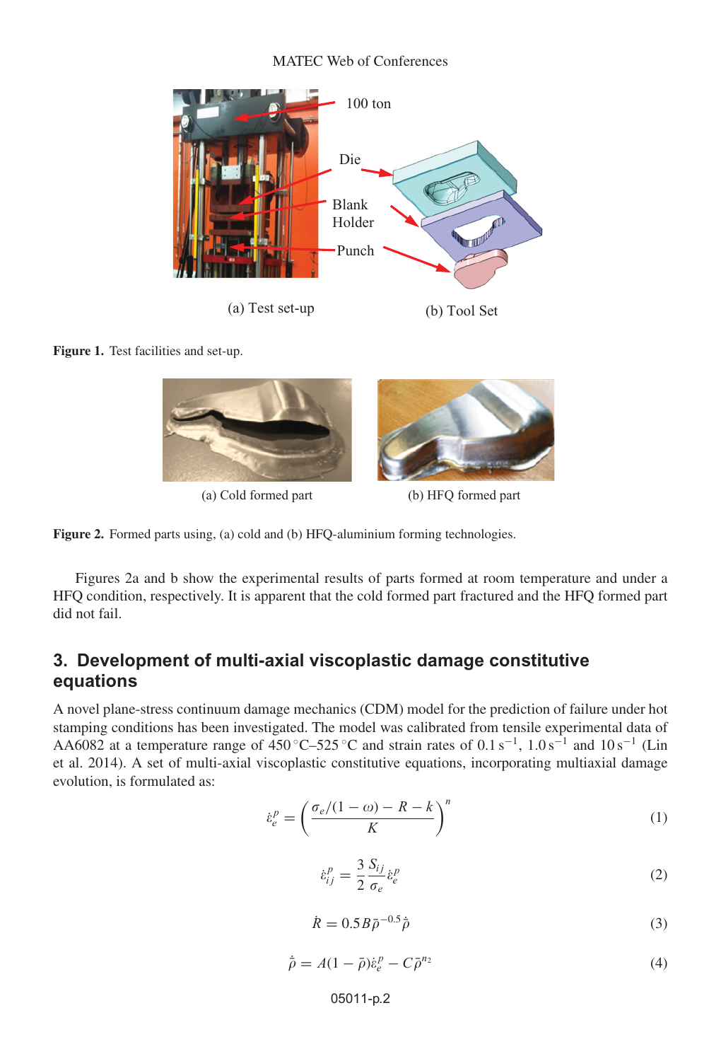(a) Test set-up

(b) Tool Set

**Figure 1.** Test facilities and set-up.

(a) Cold formed part

(b) HFQ formed part

**Figure 2.** Formed parts using, (a) cold and (b) HFQ-aluminium forming technologies.

Figures 2a and b show the experimental results of parts formed at room temperature and under a HFQ condition, respectively. It is apparent that the cold formed part fractured and the HFQ formed part did not fail.

## 3. Development of multi-axial viscoplastic damage constitutive equations

A novel plane-stress continuum damage mechanics (CDM) model for the prediction of failure under hot stamping conditions has been investigated. The model was calibrated from tensile experimental data of AA6082 at a temperature range of 450 °C–525 °C and strain rates of 0.1 $s^{-1}$, 1.0 $s^{-1}$ and 10 $s^{-1}$ (Lin et al. 2014). A set of multi-axial viscoplastic constitutive equations, incorporating multiaxial damage evolution, is formulated as:

$$\dot{\varepsilon}_e^p = \left(\frac{\sigma_e/(1-\omega) - R - k}{K}\right)^n \tag{1}$$

$$\dot{\varepsilon}_{ij}^p = \frac{3}{2}\frac{S_{ij}}{\sigma_e}\dot{\varepsilon}_e^p \tag{2}$$

$$\dot{R} = 0.5B\bar{\rho}^{-0.5}\dot{\bar{\rho}} \tag{3}$$

$$\dot{\bar{\rho}} = A(1-\bar{\rho})\dot{\varepsilon}_e^p - C\bar{\rho}^{n_2} \tag{4}$$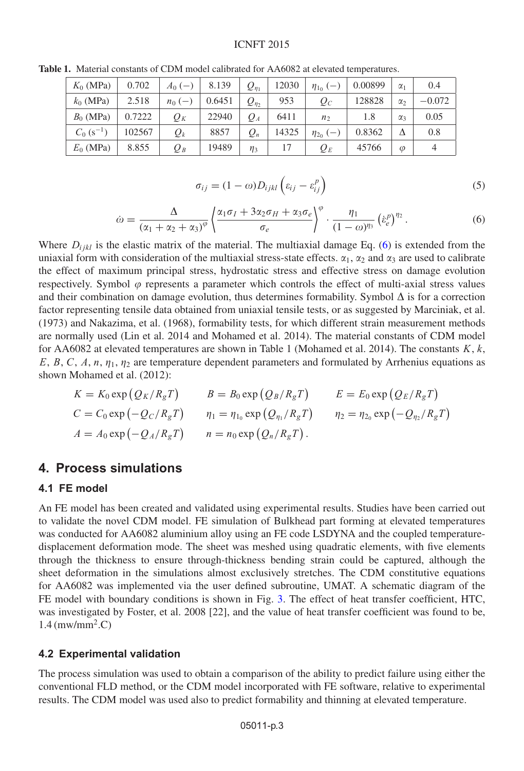**Table 1.** Material constants of CDM model calibrated for AA6082 at elevated temperatures.

| $K_0$ (MPa) | 0.702 | $A_0$ (−) | 8.139 | $Q_{\eta_1}$ | 12030 | $\eta_{1_0}$ (−) | 0.00899 | $\alpha_1$ | 0.4 |
|---|---|---|---|---|---|---|---|---|---|
| $k_0$ (MPa) | 2.518 | $n_0$ (−) | 0.6451 | $Q_{\eta_2}$ | 953 | $Q_C$ | 128828 | $\alpha_2$ | −0.072 |
| $B_0$ (MPa) | 0.7222 | $Q_K$ | 22940 | $Q_A$ | 6411 | $n_2$ | 1.8 | $\alpha_3$ | 0.05 |
| $C_0$ ($s^{-1}$) | 102567 | $Q_k$ | 8857 | $Q_n$ | 14325 | $\eta_{2_0}$ (−) | 0.8362 | $\Delta$ | 0.8 |
| $E_0$ (MPa) | 8.855 | $Q_B$ | 19489 | $\eta_3$ | 17 | $Q_E$ | 45766 | $\varphi$ | 4 |

$$\sigma_{ij} = (1-\omega) D_{ijkl} \left( \varepsilon_{ij} - \varepsilon_{ij}^{p} \right) \tag{5}$$

$$\dot{\omega} = \frac{\Delta}{(\alpha_1 + \alpha_2 + \alpha_3)^{\varphi}} \left\langle \frac{\alpha_1 \sigma_I + 3\alpha_2 \sigma_H + \alpha_3 \sigma_e}{\sigma_e} \right\rangle^{\varphi} \cdot \frac{\eta_1}{(1-\omega)^{\eta_3}} \left( \dot{\varepsilon}_e^{p} \right)^{\eta_2}. \tag{6}$$

Where $D_{ijkl}$ is the elastic matrix of the material. The multiaxial damage Eq. (6) is extended from the uniaxial form with consideration of the multiaxial stress-state effects. $\alpha_1$, $\alpha_2$ and $\alpha_3$ are used to calibrate the effect of maximum principal stress, hydrostatic stress and effective stress on damage evolution respectively. Symbol $\varphi$ represents a parameter which controls the effect of multi-axial stress values and their combination on damage evolution, thus determines formability. Symbol $\Delta$ is for a correction factor representing tensile data obtained from uniaxial tensile tests, or as suggested by Marciniak, et al. (1973) and Nakazima, et al. (1968), formability tests, for which different strain measurement methods are normally used (Lin et al. 2014 and Mohamed et al. 2014). The material constants of CDM model for AA6082 at elevated temperatures are shown in Table 1 (Mohamed et al. 2014). The constants $K$, $k$, $E$, $B$, $C$, $A$, $n$, $\eta_1$, $\eta_2$ are temperature dependent parameters and formulated by Arrhenius equations as shown Mohamed et al. (2012):

$$K = K_0 \exp\left(Q_K / R_g T\right) \qquad B = B_0 \exp\left(Q_B / R_g T\right) \qquad E = E_0 \exp\left(Q_E / R_g T\right)$$

$$C = C_0 \exp\left(-Q_C / R_g T\right) \qquad \eta_1 = \eta_{1_0} \exp\left(Q_{\eta_1} / R_g T\right) \qquad \eta_2 = \eta_{2_0} \exp\left(-Q_{\eta_2} / R_g T\right)$$

$$A = A_0 \exp\left(-Q_A / R_g T\right) \qquad n = n_0 \exp\left(Q_n / R_g T\right).$$

## 4. Process simulations

### 4.1 FE model

An FE model has been created and validated using experimental results. Studies have been carried out to validate the novel CDM model. FE simulation of Bulkhead part forming at elevated temperatures was conducted for AA6082 aluminium alloy using an FE code LSDYNA and the coupled temperature-displacement deformation mode. The sheet was meshed using quadratic elements, with five elements through the thickness to ensure through-thickness bending strain could be captured, although the sheet deformation in the simulations almost exclusively stretches. The CDM constitutive equations for AA6082 was implemented via the user defined subroutine, UMAT. A schematic diagram of the FE model with boundary conditions is shown in Fig. 3. The effect of heat transfer coefficient, HTC, was investigated by Foster, et al. 2008 [22], and the value of heat transfer coefficient was found to be, 1.4 (mw/mm$^2$.C)

### 4.2 Experimental validation

The process simulation was used to obtain a comparison of the ability to predict failure using either the conventional FLD method, or the CDM model incorporated with FE software, relative to experimental results. The CDM model was used also to predict formability and thinning at elevated temperature.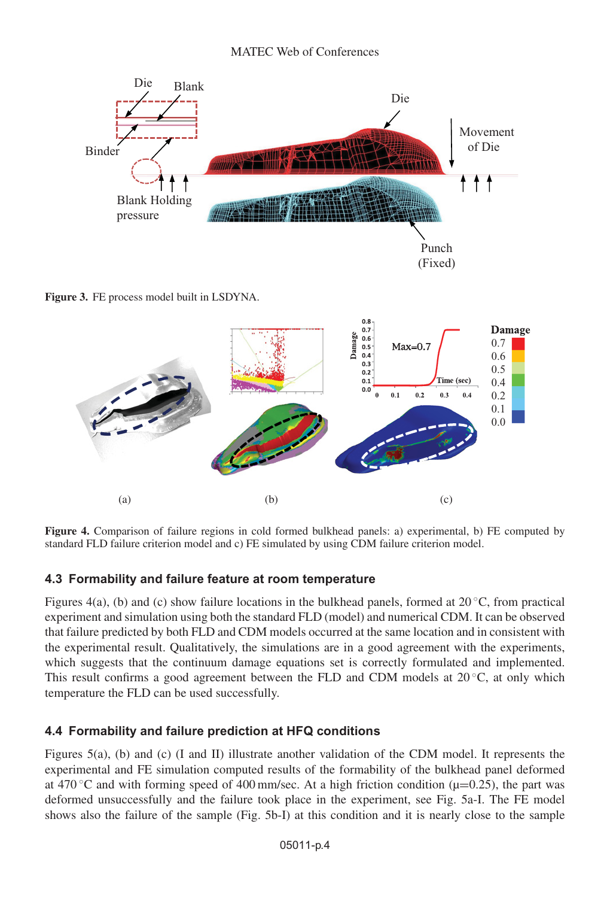Figure 3. FE process model built in LSDYNA.

Figure 4. Comparison of failure regions in cold formed bulkhead panels: a) experimental, b) FE computed by standard FLD failure criterion model and c) FE simulated by using CDM failure criterion model.

### 4.3 Formability and failure feature at room temperature

Figures 4(a), (b) and (c) show failure locations in the bulkhead panels, formed at 20 °C, from practical experiment and simulation using both the standard FLD (model) and numerical CDM. It can be observed that failure predicted by both FLD and CDM models occurred at the same location and in consistent with the experimental result. Qualitatively, the simulations are in a good agreement with the experiments, which suggests that the continuum damage equations set is correctly formulated and implemented. This result confirms a good agreement between the FLD and CDM models at 20 °C, at only which temperature the FLD can be used successfully.

### 4.4 Formability and failure prediction at HFQ conditions

Figures 5(a), (b) and (c) (I and II) illustrate another validation of the CDM model. It represents the experimental and FE simulation computed results of the formability of the bulkhead panel deformed at 470 °C and with forming speed of 400 mm/sec. At a high friction condition ($\mu$=0.25), the part was deformed unsuccessfully and the failure took place in the experiment, see Fig. 5a-I. The FE model shows also the failure of the sample (Fig. 5b-I) at this condition and it is nearly close to the sample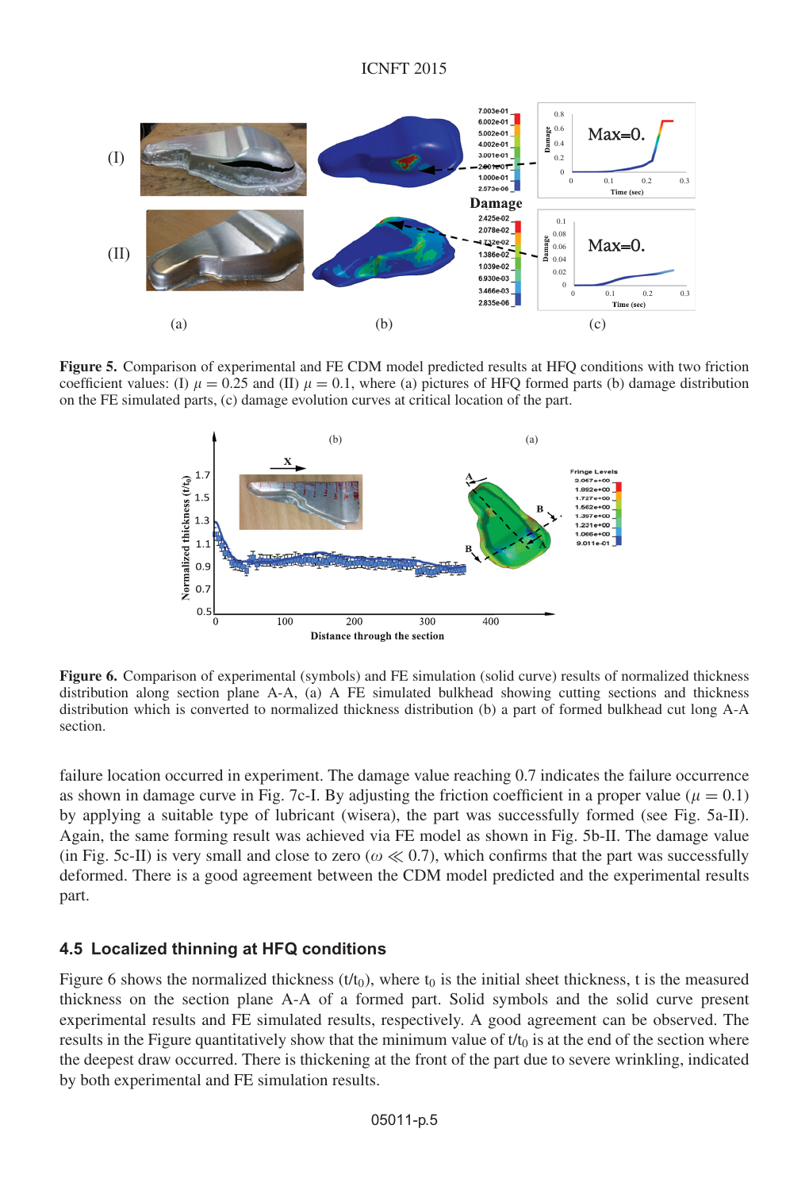**Figure 5.** Comparison of experimental and FE CDM model predicted results at HFQ conditions with two friction coefficient values: (I) $\mu = 0.25$ and (II) $\mu = 0.1$, where (a) pictures of HFQ formed parts (b) damage distribution on the FE simulated parts, (c) damage evolution curves at critical location of the part.

**Figure 6.** Comparison of experimental (symbols) and FE simulation (solid curve) results of normalized thickness distribution along section plane A-A, (a) A FE simulated bulkhead showing cutting sections and thickness distribution which is converted to normalized thickness distribution (b) a part of formed bulkhead cut long A-A section.

failure location occurred in experiment. The damage value reaching 0.7 indicates the failure occurrence as shown in damage curve in Fig. 7c-I. By adjusting the friction coefficient in a proper value ($\mu = 0.1$) by applying a suitable type of lubricant (wisera), the part was successfully formed (see Fig. 5a-II). Again, the same forming result was achieved via FE model as shown in Fig. 5b-II. The damage value (in Fig. 5c-II) is very small and close to zero ($\omega \ll 0.7$), which confirms that the part was successfully deformed. There is a good agreement between the CDM model predicted and the experimental results part.

### 4.5 Localized thinning at HFQ conditions

Figure 6 shows the normalized thickness ($t/t_0$), where $t_0$ is the initial sheet thickness, t is the measured thickness on the section plane A-A of a formed part. Solid symbols and the solid curve present experimental results and FE simulated results, respectively. A good agreement can be observed. The results in the Figure quantitatively show that the minimum value of $t/t_0$ is at the end of the section where the deepest draw occurred. There is thickening at the front of the part due to severe wrinkling, indicated by both experimental and FE simulation results.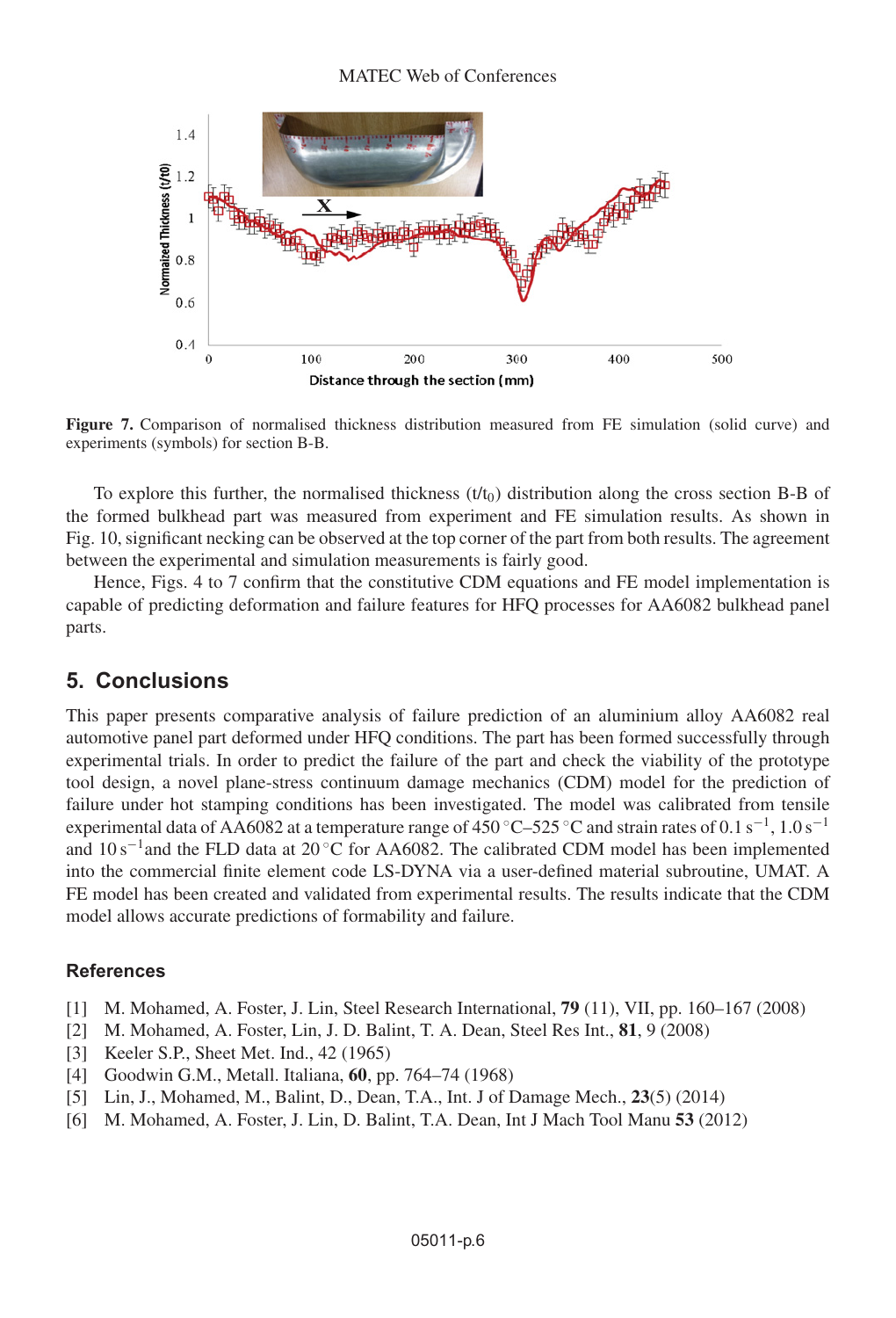1.4

1.2

1

0.8

0.6

0.4

Normalized Thickness (t/t0)

X

0

100

200

300

400

500

Distance through the section (mm)

**Figure 7.** Comparison of normalised thickness distribution measured from FE simulation (solid curve) and experiments (symbols) for section B-B.

To explore this further, the normalised thickness ($t/t_0$) distribution along the cross section B-B of the formed bulkhead part was measured from experiment and FE simulation results. As shown in Fig. 10, significant necking can be observed at the top corner of the part from both results. The agreement between the experimental and simulation measurements is fairly good.

Hence, Figs. 4 to 7 confirm that the constitutive CDM equations and FE model implementation is capable of predicting deformation and failure features for HFQ processes for AA6082 bulkhead panel parts.

## 5. Conclusions

This paper presents comparative analysis of failure prediction of an aluminium alloy AA6082 real automotive panel part deformed under HFQ conditions. The part has been formed successfully through experimental trials. In order to predict the failure of the part and check the viability of the prototype tool design, a novel plane-stress continuum damage mechanics (CDM) model for the prediction of failure under hot stamping conditions has been investigated. The model was calibrated from tensile experimental data of AA6082 at a temperature range of 450 °C–525 °C and strain rates of $0.1\,s^{-1}$, $1.0\,s^{-1}$ and $10\,s^{-1}$and the FLD data at 20 °C for AA6082. The calibrated CDM model has been implemented into the commercial finite element code LS-DYNA via a user-defined material subroutine, UMAT. A FE model has been created and validated from experimental results. The results indicate that the CDM model allows accurate predictions of formability and failure.

### References

[1] M. Mohamed, A. Foster, J. Lin, Steel Research International, **79** (11), VII, pp. 160–167 (2008)
[2] M. Mohamed, A. Foster, Lin, J. D. Balint, T. A. Dean, Steel Res Int., **81**, 9 (2008)
[3] Keeler S.P., Sheet Met. Ind., 42 (1965)
[4] Goodwin G.M., Metall. Italiana, **60**, pp. 764–74 (1968)
[5] Lin, J., Mohamed, M., Balint, D., Dean, T.A., Int. J of Damage Mech., **23**(5) (2014)
[6] M. Mohamed, A. Foster, J. Lin, D. Balint, T.A. Dean, Int J Mach Tool Manu **53** (2012)